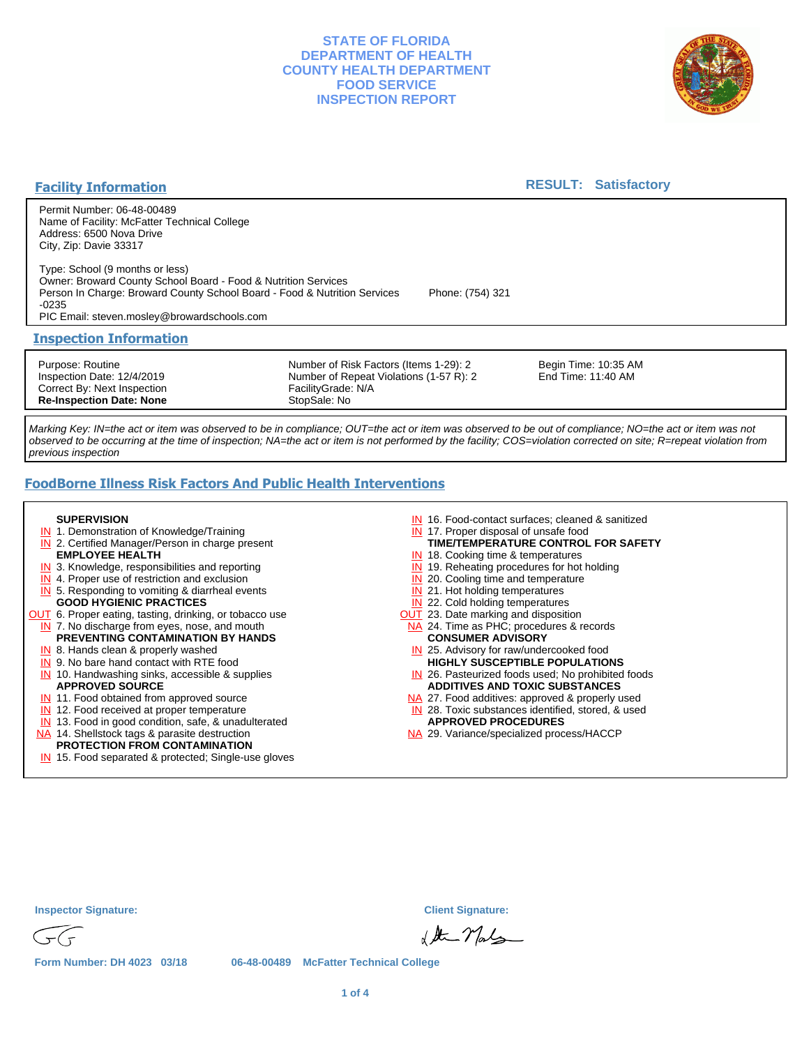# STATE OF FLORIDA
# DEPARTMENT OF HEALTH
# COUNTY HEALTH DEPARTMENT
# FOOD SERVICE
# INSPECTION REPORT

## Facility Information

**RESULT: Satisfactory**

Permit Number: 06-48-00489
Name of Facility: McFatter Technical College
Address: 6500 Nova Drive
City, Zip: Davie 33317

Type: School (9 months or less)
Owner: Broward County School Board - Food & Nutrition Services
Person In Charge: Broward County School Board - Food & Nutrition Services Phone: (754) 321 -0235
PIC Email: steven.mosley@browardschools.com

## Inspection Information

Purpose: Routine
Inspection Date: 12/4/2019
Correct By: Next Inspection
**Re-Inspection Date: None**

Number of Risk Factors (Items 1-29): 2
Number of Repeat Violations (1-57 R): 2
FacilityGrade: N/A
StopSale: No

Begin Time: 10:35 AM
End Time: 11:40 AM

*Marking Key: IN=the act or item was observed to be in compliance; OUT=the act or item was observed to be out of compliance; NO=the act or item was not observed to be occurring at the time of inspection; NA=the act or item is not performed by the facility; COS=violation corrected on site; R=repeat violation from previous inspection*

## FoodBorne Illness Risk Factors And Public Health Interventions

**SUPERVISION**
- IN 1. Demonstration of Knowledge/Training
- IN 2. Certified Manager/Person in charge present

**EMPLOYEE HEALTH**
- IN 3. Knowledge, responsibilities and reporting
- IN 4. Proper use of restriction and exclusion
- IN 5. Responding to vomiting & diarrheal events

**GOOD HYGIENIC PRACTICES**
- OUT 6. Proper eating, tasting, drinking, or tobacco use
- IN 7. No discharge from eyes, nose, and mouth

**PREVENTING CONTAMINATION BY HANDS**
- IN 8. Hands clean & properly washed
- IN 9. No bare hand contact with RTE food
- IN 10. Handwashing sinks, accessible & supplies

**APPROVED SOURCE**
- IN 11. Food obtained from approved source
- IN 12. Food received at proper temperature
- IN 13. Food in good condition, safe, & unadulterated
- NA 14. Shellstock tags & parasite destruction

**PROTECTION FROM CONTAMINATION**
- IN 15. Food separated & protected; Single-use gloves
- IN 16. Food-contact surfaces; cleaned & sanitized
- IN 17. Proper disposal of unsafe food

**TIME/TEMPERATURE CONTROL FOR SAFETY**
- IN 18. Cooking time & temperatures
- IN 19. Reheating procedures for hot holding
- IN 20. Cooling time and temperature
- IN 21. Hot holding temperatures
- IN 22. Cold holding temperatures
- OUT 23. Date marking and disposition
- NA 24. Time as PHC; procedures & records

**CONSUMER ADVISORY**
- IN 25. Advisory for raw/undercooked food

**HIGHLY SUSCEPTIBLE POPULATIONS**
- IN 26. Pasteurized foods used; No prohibited foods

**ADDITIVES AND TOXIC SUBSTANCES**
- NA 27. Food additives: approved & properly used
- IN 28. Toxic substances identified, stored, & used

**APPROVED PROCEDURES**
- NA 29. Variance/specialized process/HACCP

**Inspector Signature:**

**Client Signature:**

**Form Number: DH 4023 03/18** 06-48-00489 McFatter Technical College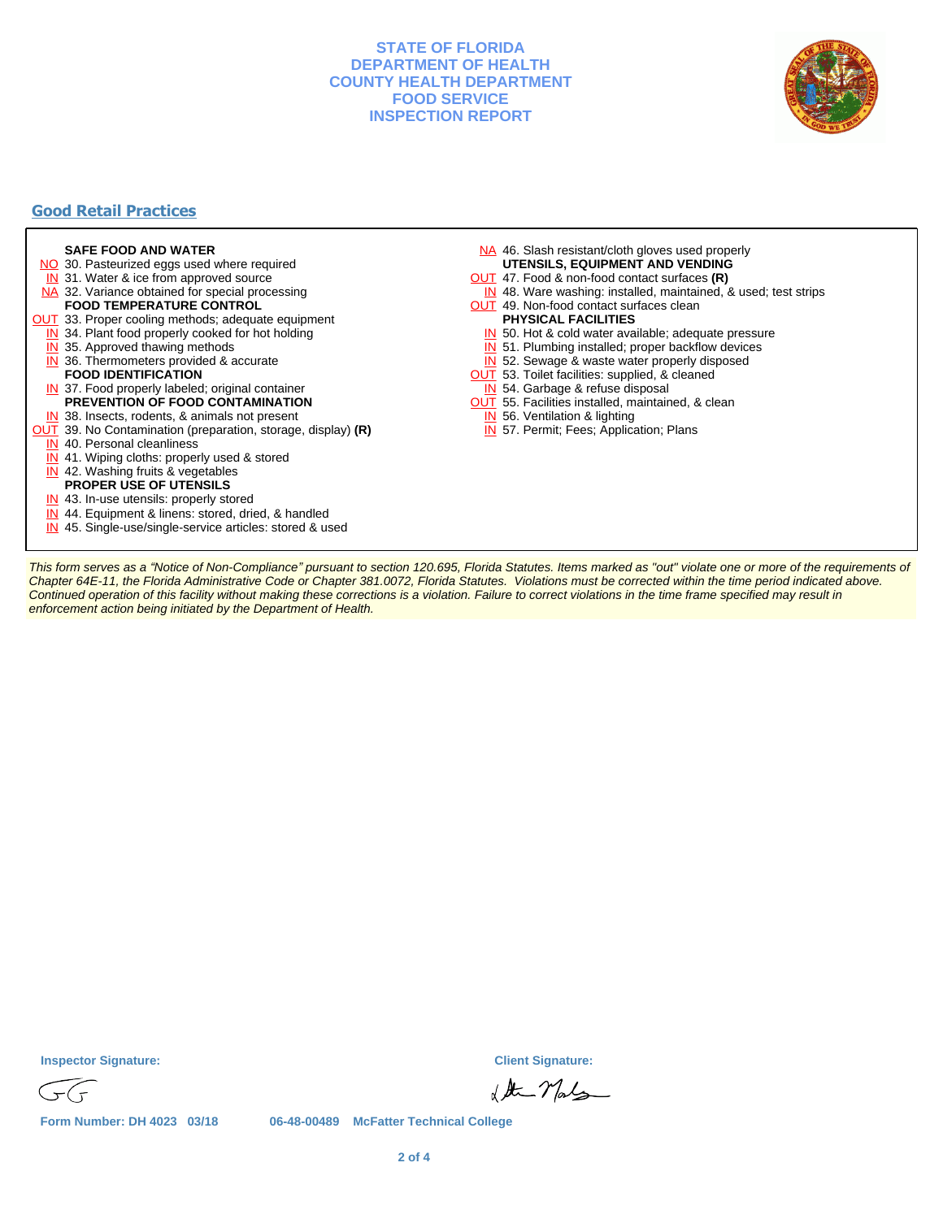# STATE OF FLORIDA
# DEPARTMENT OF HEALTH
# COUNTY HEALTH DEPARTMENT
# FOOD SERVICE
# INSPECTION REPORT

## Good Retail Practices

**SAFE FOOD AND WATER**

- NO 30. Pasteurized eggs used where required
- IN 31. Water & ice from approved source
- NA 32. Variance obtained for special processing

**FOOD TEMPERATURE CONTROL**

- OUT 33. Proper cooling methods; adequate equipment
- IN 34. Plant food properly cooked for hot holding
- IN 35. Approved thawing methods
- IN 36. Thermometers provided & accurate

**FOOD IDENTIFICATION**

- IN 37. Food properly labeled; original container

**PREVENTION OF FOOD CONTAMINATION**

- IN 38. Insects, rodents, & animals not present
- OUT 39. No Contamination (preparation, storage, display) **(R)**
- IN 40. Personal cleanliness
- IN 41. Wiping cloths: properly used & stored
- IN 42. Washing fruits & vegetables

**PROPER USE OF UTENSILS**

- IN 43. In-use utensils: properly stored
- IN 44. Equipment & linens: stored, dried, & handled
- IN 45. Single-use/single-service articles: stored & used
- NA 46. Slash resistant/cloth gloves used properly

**UTENSILS, EQUIPMENT AND VENDING**

- OUT 47. Food & non-food contact surfaces **(R)**
- IN 48. Ware washing: installed, maintained, & used; test strips
- OUT 49. Non-food contact surfaces clean

**PHYSICAL FACILITIES**

- IN 50. Hot & cold water available; adequate pressure
- IN 51. Plumbing installed; proper backflow devices
- IN 52. Sewage & waste water properly disposed
- OUT 53. Toilet facilities: supplied, & cleaned
- IN 54. Garbage & refuse disposal
- OUT 55. Facilities installed, maintained, & clean
- IN 56. Ventilation & lighting
- IN 57. Permit; Fees; Application; Plans

*This form serves as a “Notice of Non-Compliance” pursuant to section 120.695, Florida Statutes. Items marked as "out" violate one or more of the requirements of Chapter 64E-11, the Florida Administrative Code or Chapter 381.0072, Florida Statutes. Violations must be corrected within the time period indicated above. Continued operation of this facility without making these corrections is a violation. Failure to correct violations in the time frame specified may result in enforcement action being initiated by the Department of Health.*

**Inspector Signature:** 

**Client Signature:** 

**Form Number: DH 4023 03/18** 06-48-00489 McFatter Technical College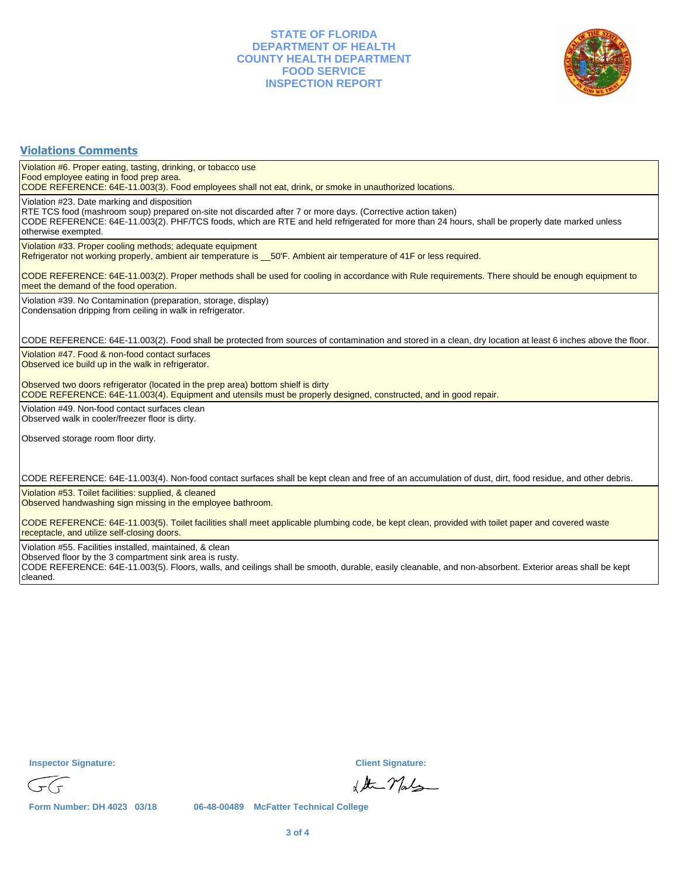STATE OF FLORIDA
DEPARTMENT OF HEALTH
COUNTY HEALTH DEPARTMENT
FOOD SERVICE
INSPECTION REPORT

## Violations Comments

Violation #6. Proper eating, tasting, drinking, or tobacco use
Food employee eating in food prep area.
CODE REFERENCE: 64E-11.003(3). Food employees shall not eat, drink, or smoke in unauthorized locations.

Violation #23. Date marking and disposition
RTE TCS food (mashroom soup) prepared on-site not discarded after 7 or more days. (Corrective action taken)
CODE REFERENCE: 64E-11.003(2). PHF/TCS foods, which are RTE and held refrigerated for more than 24 hours, shall be properly date marked unless otherwise exempted.

Violation #33. Proper cooling methods; adequate equipment
Refrigerator not working properly, ambient air temperature is __50'F. Ambient air temperature of 41F or less required.

CODE REFERENCE: 64E-11.003(2). Proper methods shall be used for cooling in accordance with Rule requirements. There should be enough equipment to meet the demand of the food operation.

Violation #39. No Contamination (preparation, storage, display)
Condensation dripping from ceiling in walk in refrigerator.

CODE REFERENCE: 64E-11.003(2). Food shall be protected from sources of contamination and stored in a clean, dry location at least 6 inches above the floor.

Violation #47. Food & non-food contact surfaces
Observed ice build up in the walk in refrigerator.

Observed two doors refrigerator (located in the prep area) bottom shielf is dirty
CODE REFERENCE: 64E-11.003(4). Equipment and utensils must be properly designed, constructed, and in good repair.

Violation #49. Non-food contact surfaces clean
Observed walk in cooler/freezer floor is dirty.

Observed storage room floor dirty.

CODE REFERENCE: 64E-11.003(4). Non-food contact surfaces shall be kept clean and free of an accumulation of dust, dirt, food residue, and other debris.

Violation #53. Toilet facilities: supplied, & cleaned
Observed handwashing sign missing in the employee bathroom.

CODE REFERENCE: 64E-11.003(5). Toilet facilities shall meet applicable plumbing code, be kept clean, provided with toilet paper and covered waste receptacle, and utilize self-closing doors.

Violation #55. Facilities installed, maintained, & clean
Observed floor by the 3 compartment sink area is rusty.
CODE REFERENCE: 64E-11.003(5). Floors, walls, and ceilings shall be smooth, durable, easily cleanable, and non-absorbent. Exterior areas shall be kept cleaned.

**Inspector Signature:**

**Client Signature:**

Form Number: DH 4023 03/18    06-48-00489 McFatter Technical College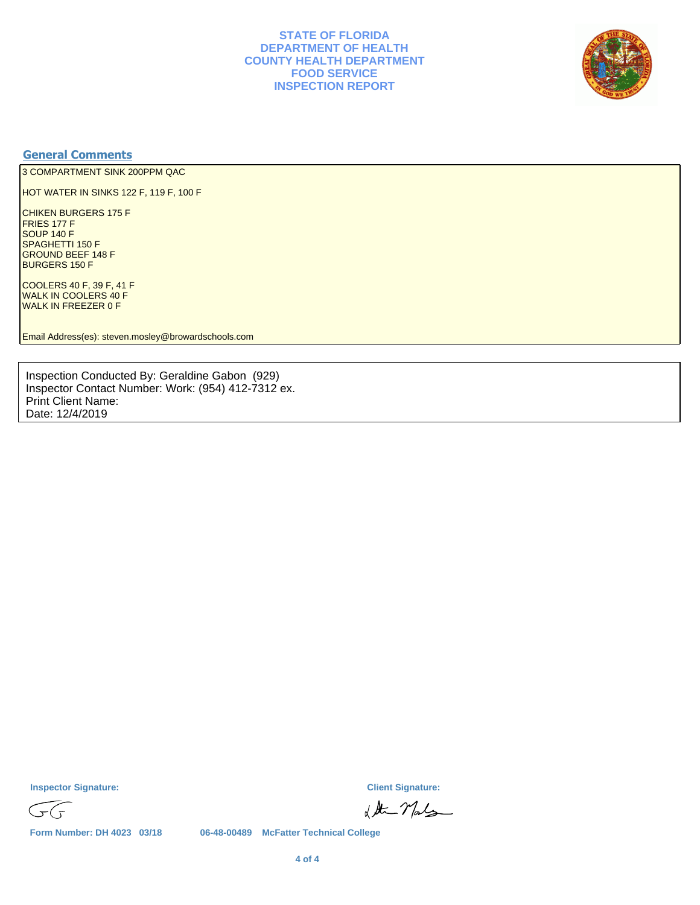# STATE OF FLORIDA
# DEPARTMENT OF HEALTH
# COUNTY HEALTH DEPARTMENT
# FOOD SERVICE
# INSPECTION REPORT

## General Comments

3 COMPARTMENT SINK 200PPM QAC

HOT WATER IN SINKS 122 F, 119 F, 100 F

CHIKEN BURGERS 175 F
FRIES 177 F
SOUP 140 F
SPAGHETTI 150 F
GROUND BEEF 148 F
BURGERS 150 F

COOLERS 40 F, 39 F, 41 F
WALK IN COOLERS 40 F
WALK IN FREEZER 0 F

Email Address(es): steven.mosley@browardschools.com

Inspection Conducted By: Geraldine Gabon (929)
Inspector Contact Number: Work: (954) 412-7312 ex.
Print Client Name:
Date: 12/4/2019

**Inspector Signature:**

**Client Signature:**

**Form Number: DH 4023 03/18** **06-48-00489 McFatter Technical College**